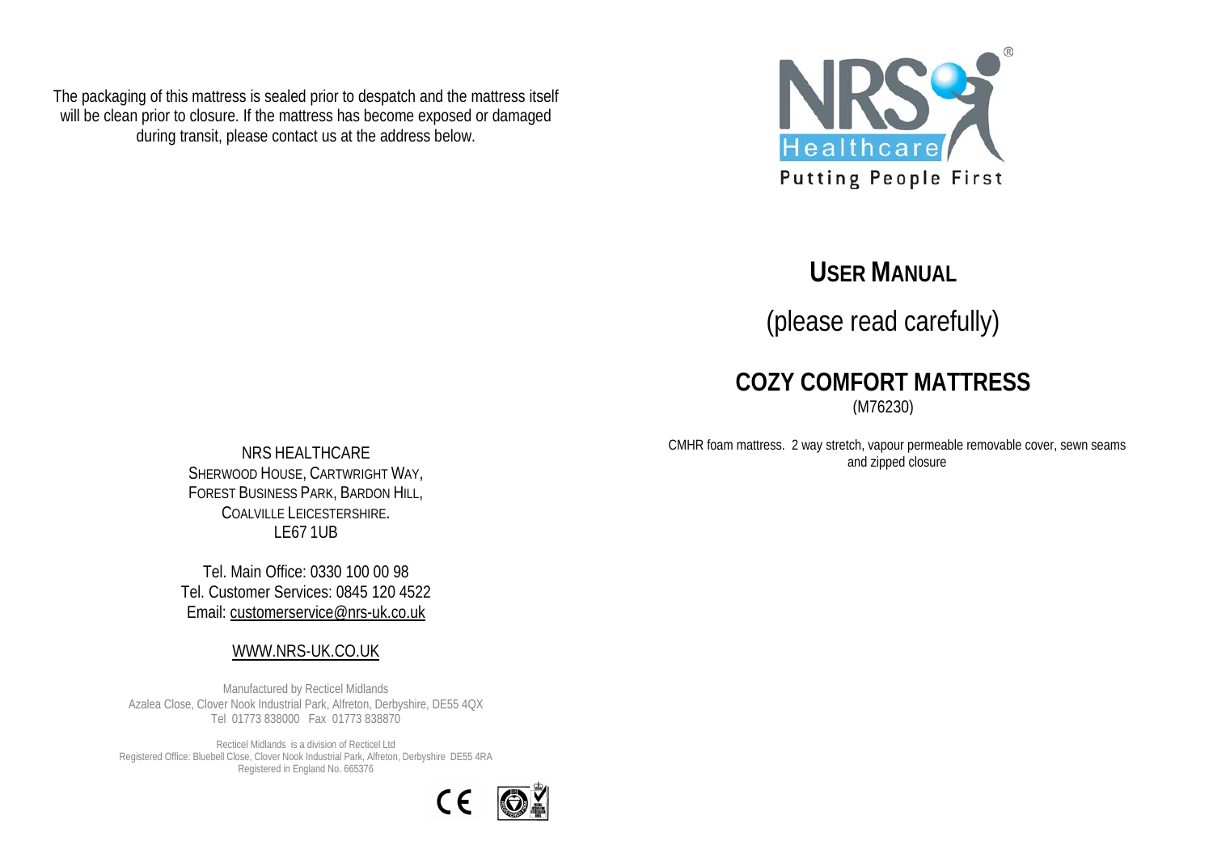The packaging of this mattress is sealed prior to despatch and the mattress itself will be clean prior to closure. If the mattress has become exposed or damaged during transit, please contact us at the address below.

NRS HEALTHCARE
SHERWOOD HOUSE, CARTWRIGHT WAY,
FOREST BUSINESS PARK, BARDON HILL,
COALVILLE LEICESTERSHIRE.
LE67 1UB

Tel. Main Office: 0330 100 00 98
Tel. Customer Services: 0845 120 4522
Email: customerservice@nrs-uk.co.uk

WWW.NRS-UK.CO.UK

Manufactured by Recticel Midlands
Azalea Close, Clover Nook Industrial Park, Alfreton, Derbyshire, DE55 4QX
Tel 01773 838000 Fax 01773 838870

Recticel Midlands is a division of Recticel Ltd
Registered Office: Bluebell Close, Clover Nook Industrial Park, Alfreton, Derbyshire DE55 4RA
Registered in England No. 665376

CE

NRS Healthcare®
Putting People First

# USER MANUAL

(please read carefully)

## COZY COMFORT MATTRESS

(M76230)

CMHR foam mattress. 2 way stretch, vapour permeable removable cover, sewn seams and zipped closure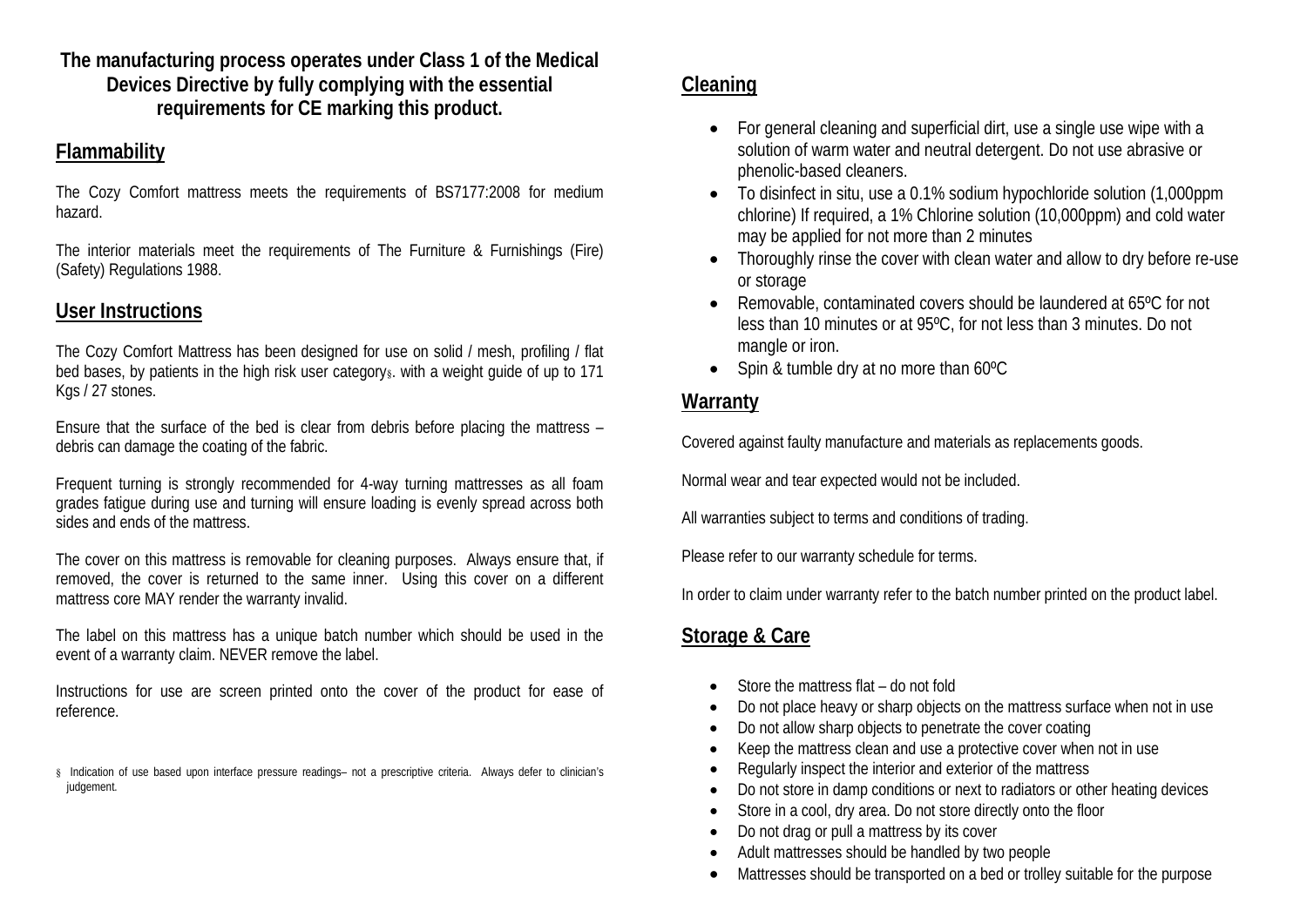**The manufacturing process operates under Class 1 of the Medical Devices Directive by fully complying with the essential requirements for CE marking this product.**

## Flammability

The Cozy Comfort mattress meets the requirements of BS7177:2008 for medium hazard.

The interior materials meet the requirements of The Furniture & Furnishings (Fire) (Safety) Regulations 1988.

## User Instructions

The Cozy Comfort Mattress has been designed for use on solid / mesh, profiling / flat bed bases, by patients in the high risk user category§. with a weight guide of up to 171 Kgs / 27 stones.

Ensure that the surface of the bed is clear from debris before placing the mattress – debris can damage the coating of the fabric.

Frequent turning is strongly recommended for 4-way turning mattresses as all foam grades fatigue during use and turning will ensure loading is evenly spread across both sides and ends of the mattress.

The cover on this mattress is removable for cleaning purposes. Always ensure that, if removed, the cover is returned to the same inner. Using this cover on a different mattress core MAY render the warranty invalid.

The label on this mattress has a unique batch number which should be used in the event of a warranty claim. NEVER remove the label.

Instructions for use are screen printed onto the cover of the product for ease of reference.

§ Indication of use based upon interface pressure readings– not a prescriptive criteria. Always defer to clinician's judgement.

## Cleaning

- For general cleaning and superficial dirt, use a single use wipe with a solution of warm water and neutral detergent. Do not use abrasive or phenolic-based cleaners.
- To disinfect in situ, use a 0.1% sodium hypochloride solution (1,000ppm chlorine) If required, a 1% Chlorine solution (10,000ppm) and cold water may be applied for not more than 2 minutes
- Thoroughly rinse the cover with clean water and allow to dry before re-use or storage
- Removable, contaminated covers should be laundered at 65ºC for not less than 10 minutes or at 95ºC, for not less than 3 minutes. Do not mangle or iron.
- Spin & tumble dry at no more than 60ºC

## Warranty

Covered against faulty manufacture and materials as replacements goods.

Normal wear and tear expected would not be included.

All warranties subject to terms and conditions of trading.

Please refer to our warranty schedule for terms.

In order to claim under warranty refer to the batch number printed on the product label.

## Storage & Care

- Store the mattress flat – do not fold
- Do not place heavy or sharp objects on the mattress surface when not in use
- Do not allow sharp objects to penetrate the cover coating
- Keep the mattress clean and use a protective cover when not in use
- Regularly inspect the interior and exterior of the mattress
- Do not store in damp conditions or next to radiators or other heating devices
- Store in a cool, dry area. Do not store directly onto the floor
- Do not drag or pull a mattress by its cover
- Adult mattresses should be handled by two people
- Mattresses should be transported on a bed or trolley suitable for the purpose